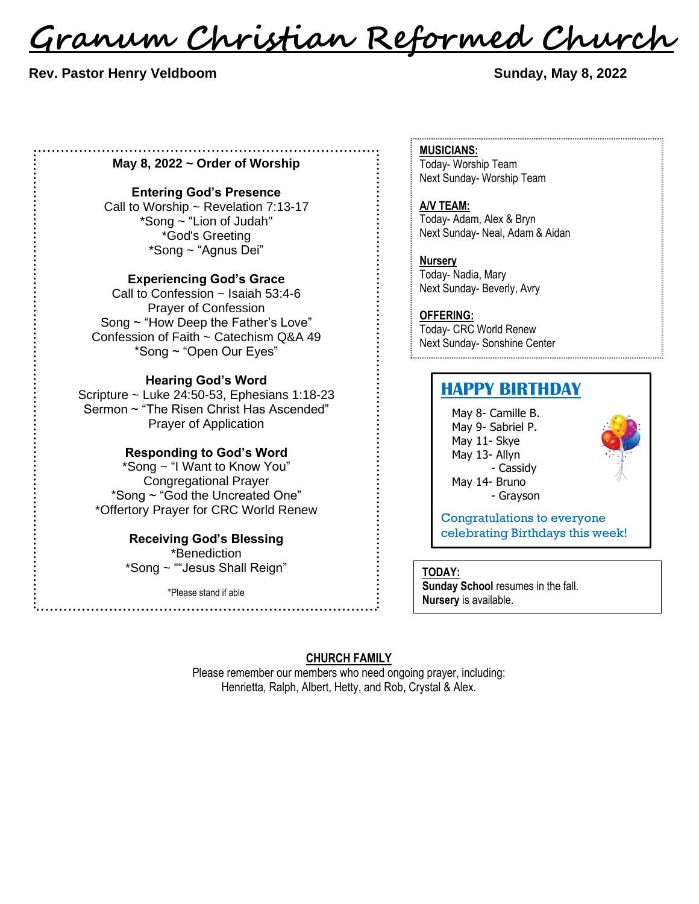# Granum Christian Reformed Church

**Rev. Pastor Henry Veldboom** **Sunday, May 8, 2022**

**May 8, 2022 ~ Order of Worship**

**Entering God's Presence**
Call to Worship ~ Revelation 7:13-17
*Song ~ "Lion of Judah"
*God's Greeting
*Song ~ "Agnus Dei"

**Experiencing God's Grace**
Call to Confession ~ Isaiah 53:4-6
Prayer of Confession
Song ~ "How Deep the Father's Love"
Confession of Faith ~ Catechism Q&A 49
*Song ~ "Open Our Eyes"

**Hearing God's Word**
Scripture ~ Luke 24:50-53, Ephesians 1:18-23
Sermon ~ "The Risen Christ Has Ascended"
Prayer of Application

**Responding to God's Word**
*Song ~ "I Want to Know You"
Congregational Prayer
*Song ~ "God the Uncreated One"
*Offertory Prayer for CRC World Renew

**Receiving God's Blessing**
*Benediction
*Song ~ ""Jesus Shall Reign"

*Please stand if able

**MUSICIANS:**
Today- Worship Team
Next Sunday- Worship Team

**A/V TEAM:**
Today- Adam, Alex & Bryn
Next Sunday- Neal, Adam & Aidan

**Nursery**
Today- Nadia, Mary
Next Sunday- Beverly, Avry

**OFFERING:**
Today- CRC World Renew
Next Sunday- Sonshine Center

## HAPPY BIRTHDAY

May 8- Camille B.
May 9- Sabriel P.
May 11- Skye
May 13- Allyn
- Cassidy
May 14- Bruno
- Grayson

Congratulations to everyone celebrating Birthdays this week!

**TODAY:**
**Sunday School** resumes in the fall.
**Nursery** is available.

**CHURCH FAMILY**
Please remember our members who need ongoing prayer, including:
Henrietta, Ralph, Albert, Hetty, and Rob, Crystal & Alex.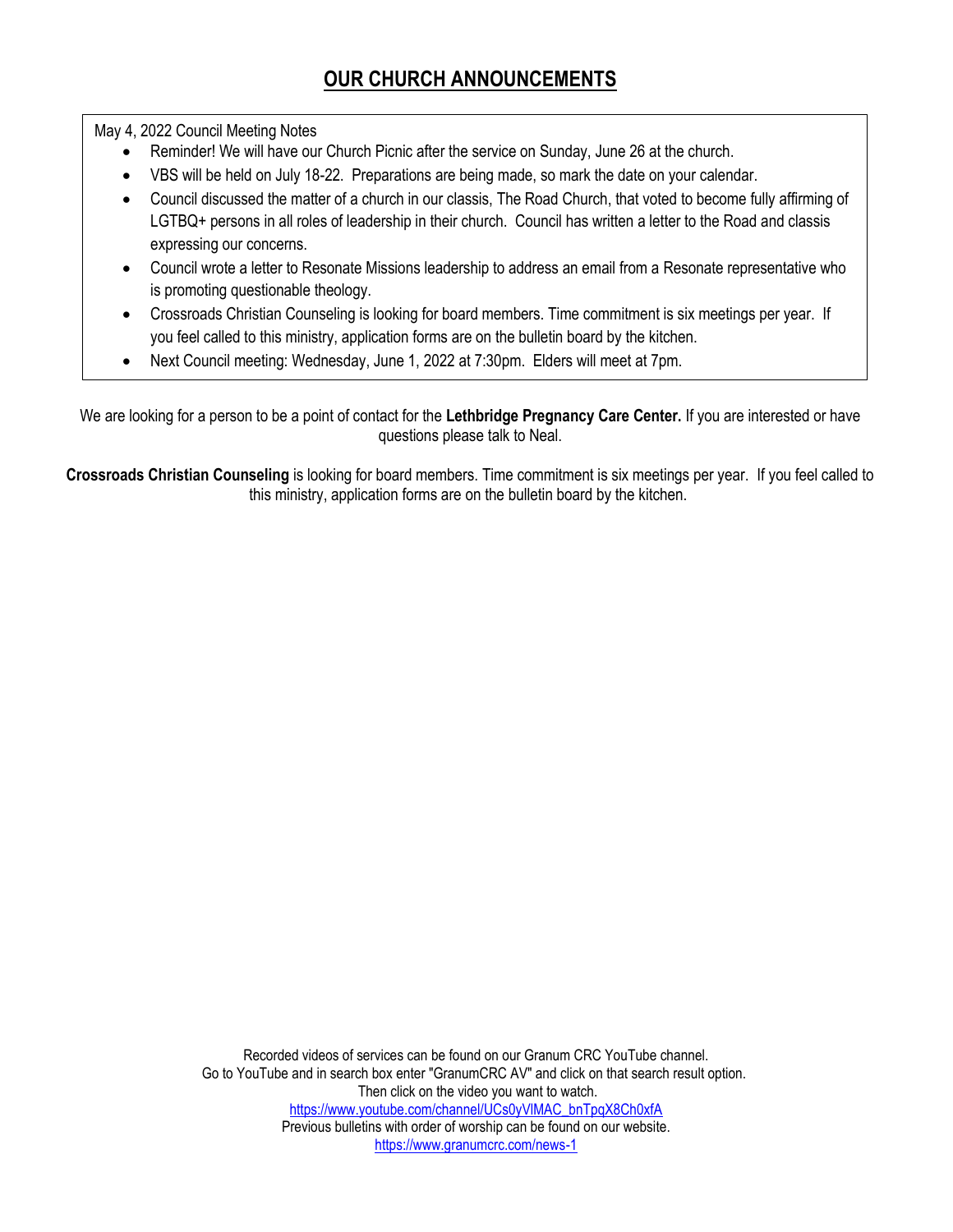# OUR CHURCH ANNOUNCEMENTS

May 4, 2022 Council Meeting Notes

- Reminder! We will have our Church Picnic after the service on Sunday, June 26 at the church.
- VBS will be held on July 18-22. Preparations are being made, so mark the date on your calendar.
- Council discussed the matter of a church in our classis, The Road Church, that voted to become fully affirming of LGTBQ+ persons in all roles of leadership in their church. Council has written a letter to the Road and classis expressing our concerns.
- Council wrote a letter to Resonate Missions leadership to address an email from a Resonate representative who is promoting questionable theology.
- Crossroads Christian Counseling is looking for board members. Time commitment is six meetings per year. If you feel called to this ministry, application forms are on the bulletin board by the kitchen.
- Next Council meeting: Wednesday, June 1, 2022 at 7:30pm. Elders will meet at 7pm.

We are looking for a person to be a point of contact for the **Lethbridge Pregnancy Care Center.** If you are interested or have questions please talk to Neal.

**Crossroads Christian Counseling** is looking for board members. Time commitment is six meetings per year. If you feel called to this ministry, application forms are on the bulletin board by the kitchen.

Recorded videos of services can be found on our Granum CRC YouTube channel.
Go to YouTube and in search box enter "GranumCRC AV" and click on that search result option.
Then click on the video you want to watch.
https://www.youtube.com/channel/UCs0yVlMAC_bnTpqX8Ch0xfA
Previous bulletins with order of worship can be found on our website.
https://www.granumcrc.com/news-1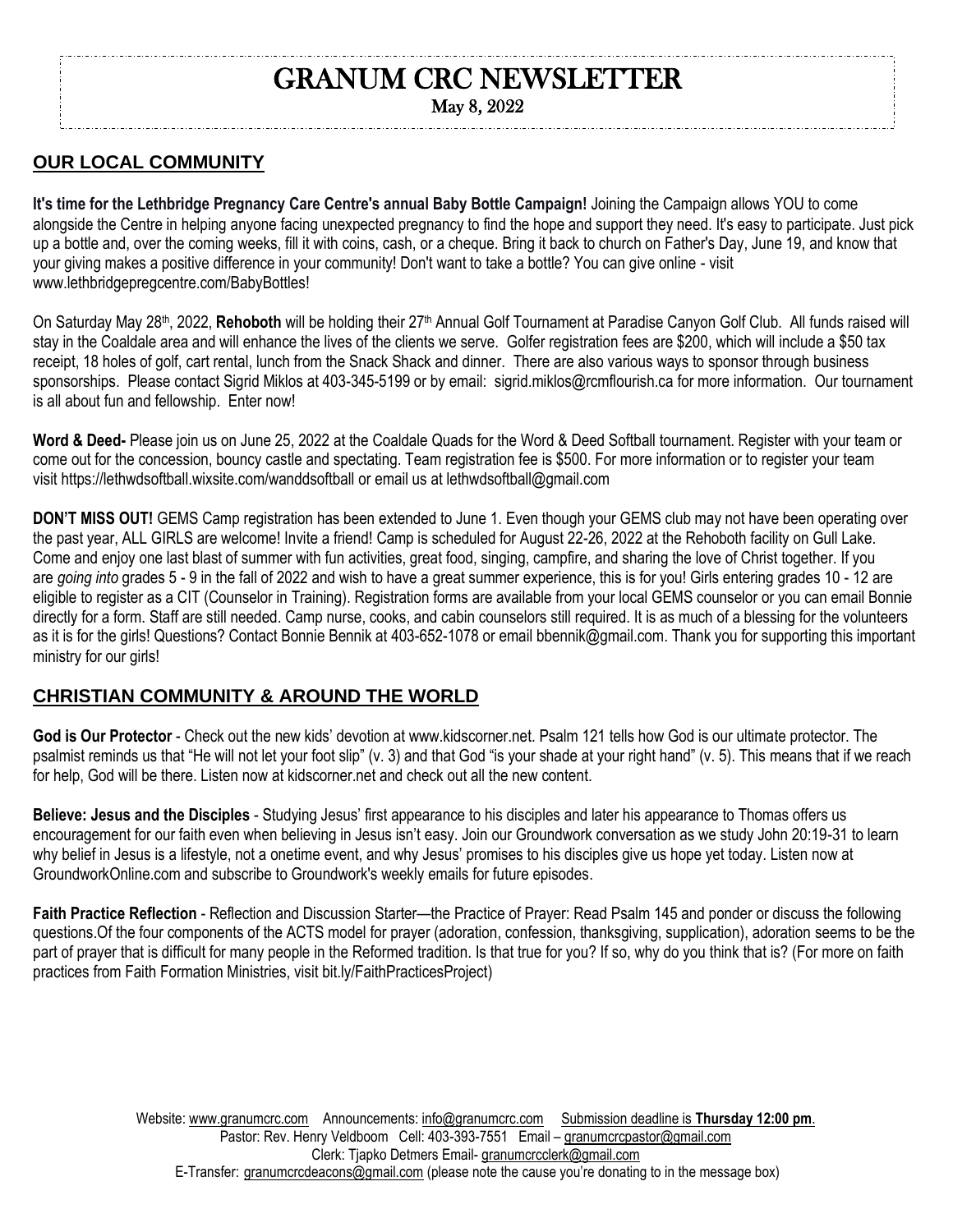# GRANUM CRC NEWSLETTER

May 8, 2022

## OUR LOCAL COMMUNITY

**It's time for the Lethbridge Pregnancy Care Centre's annual Baby Bottle Campaign!** Joining the Campaign allows YOU to come alongside the Centre in helping anyone facing unexpected pregnancy to find the hope and support they need. It's easy to participate. Just pick up a bottle and, over the coming weeks, fill it with coins, cash, or a cheque. Bring it back to church on Father's Day, June 19, and know that your giving makes a positive difference in your community! Don't want to take a bottle? You can give online - visit www.lethbridgepregcentre.com/BabyBottles!

On Saturday May 28th, 2022, **Rehoboth** will be holding their 27th Annual Golf Tournament at Paradise Canyon Golf Club. All funds raised will stay in the Coaldale area and will enhance the lives of the clients we serve. Golfer registration fees are $200, which will include a $50 tax receipt, 18 holes of golf, cart rental, lunch from the Snack Shack and dinner. There are also various ways to sponsor through business sponsorships. Please contact Sigrid Miklos at 403-345-5199 or by email: sigrid.miklos@rcmflourish.ca for more information. Our tournament is all about fun and fellowship. Enter now!

**Word & Deed-** Please join us on June 25, 2022 at the Coaldale Quads for the Word & Deed Softball tournament. Register with your team or come out for the concession, bouncy castle and spectating. Team registration fee is $500. For more information or to register your team visit https://lethwdsoftball.wixsite.com/wanddsoftball or email us at lethwdsoftball@gmail.com

**DON'T MISS OUT!** GEMS Camp registration has been extended to June 1. Even though your GEMS club may not have been operating over the past year, ALL GIRLS are welcome! Invite a friend! Camp is scheduled for August 22-26, 2022 at the Rehoboth facility on Gull Lake. Come and enjoy one last blast of summer with fun activities, great food, singing, campfire, and sharing the love of Christ together. If you are *going into* grades 5 - 9 in the fall of 2022 and wish to have a great summer experience, this is for you! Girls entering grades 10 - 12 are eligible to register as a CIT (Counselor in Training). Registration forms are available from your local GEMS counselor or you can email Bonnie directly for a form. Staff are still needed. Camp nurse, cooks, and cabin counselors still required. It is as much of a blessing for the volunteers as it is for the girls! Questions? Contact Bonnie Bennik at 403-652-1078 or email bbennik@gmail.com. Thank you for supporting this important ministry for our girls!

## CHRISTIAN COMMUNITY & AROUND THE WORLD

**God is Our Protector** - Check out the new kids' devotion at www.kidscorner.net. Psalm 121 tells how God is our ultimate protector. The psalmist reminds us that "He will not let your foot slip" (v. 3) and that God "is your shade at your right hand" (v. 5). This means that if we reach for help, God will be there. Listen now at kidscorner.net and check out all the new content.

**Believe: Jesus and the Disciples** - Studying Jesus' first appearance to his disciples and later his appearance to Thomas offers us encouragement for our faith even when believing in Jesus isn't easy. Join our Groundwork conversation as we study John 20:19-31 to learn why belief in Jesus is a lifestyle, not a onetime event, and why Jesus' promises to his disciples give us hope yet today. Listen now at GroundworkOnline.com and subscribe to Groundwork's weekly emails for future episodes.

**Faith Practice Reflection** - Reflection and Discussion Starter—the Practice of Prayer: Read Psalm 145 and ponder or discuss the following questions.Of the four components of the ACTS model for prayer (adoration, confession, thanksgiving, supplication), adoration seems to be the part of prayer that is difficult for many people in the Reformed tradition. Is that true for you? If so, why do you think that is? (For more on faith practices from Faith Formation Ministries, visit bit.ly/FaithPracticesProject)

Website: www.granumcrc.com Announcements: info@granumcrc.com Submission deadline is **Thursday 12:00 pm**.
Pastor: Rev. Henry Veldboom Cell: 403-393-7551 Email – granumcrcpastor@gmail.com
Clerk: Tjapko Detmers Email- granumcrcclerk@gmail.com
E-Transfer: granumcrcdeacons@gmail.com (please note the cause you're donating to in the message box)